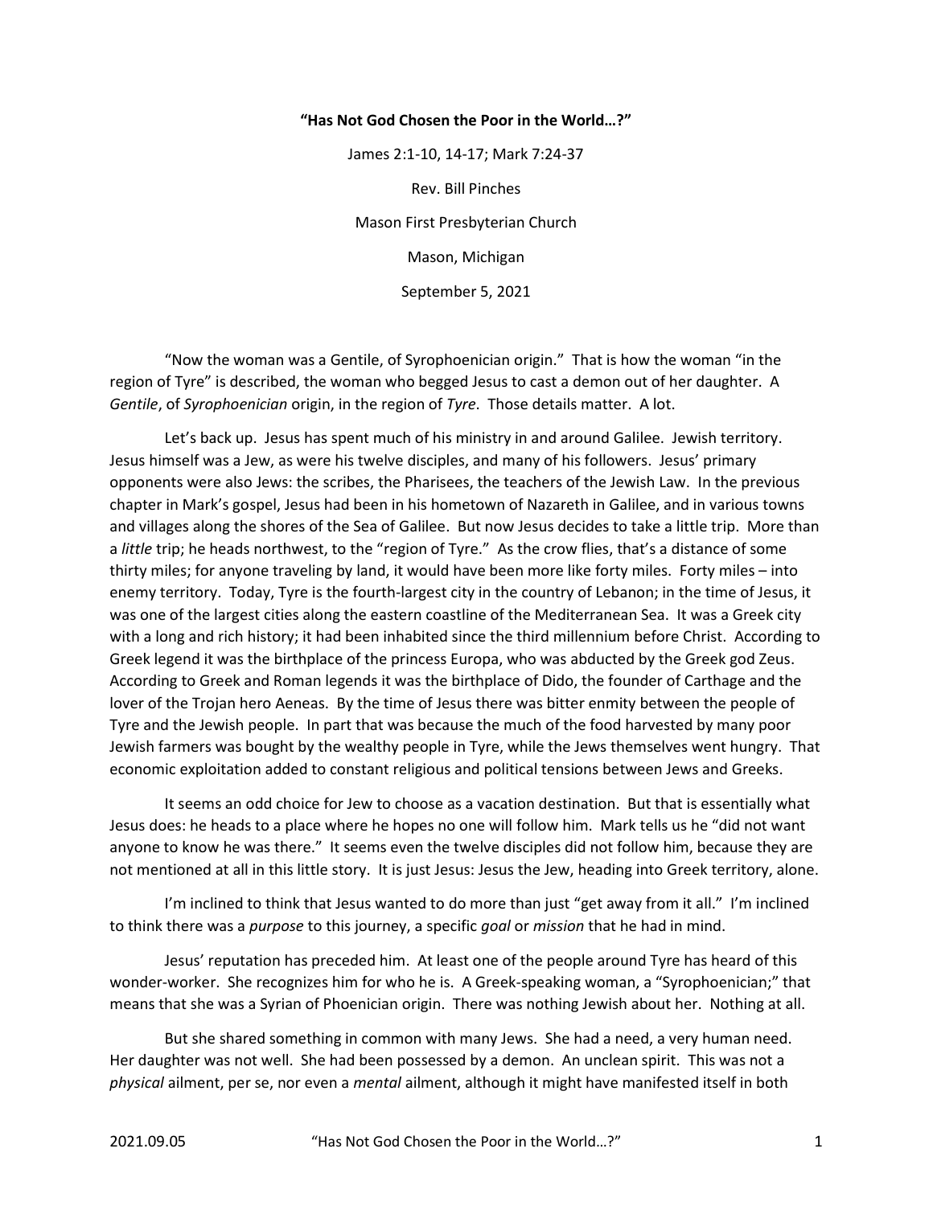**"Has Not God Chosen the Poor in the World…?"**

James 2:1-10, 14-17; Mark 7:24-37

Rev. Bill Pinches

Mason First Presbyterian Church

Mason, Michigan

September 5, 2021

"Now the woman was a Gentile, of Syrophoenician origin." That is how the woman "in the region of Tyre" is described, the woman who begged Jesus to cast a demon out of her daughter. A *Gentile*, of *Syrophoenician* origin, in the region of *Tyre*. Those details matter. A lot.

Let's back up. Jesus has spent much of his ministry in and around Galilee. Jewish territory. Jesus himself was a Jew, as were his twelve disciples, and many of his followers. Jesus' primary opponents were also Jews: the scribes, the Pharisees, the teachers of the Jewish Law. In the previous chapter in Mark's gospel, Jesus had been in his hometown of Nazareth in Galilee, and in various towns and villages along the shores of the Sea of Galilee. But now Jesus decides to take a little trip. More than a *little* trip; he heads northwest, to the "region of Tyre." As the crow flies, that's a distance of some thirty miles; for anyone traveling by land, it would have been more like forty miles. Forty miles – into enemy territory. Today, Tyre is the fourth-largest city in the country of Lebanon; in the time of Jesus, it was one of the largest cities along the eastern coastline of the Mediterranean Sea. It was a Greek city with a long and rich history; it had been inhabited since the third millennium before Christ. According to Greek legend it was the birthplace of the princess Europa, who was abducted by the Greek god Zeus. According to Greek and Roman legends it was the birthplace of Dido, the founder of Carthage and the lover of the Trojan hero Aeneas. By the time of Jesus there was bitter enmity between the people of Tyre and the Jewish people. In part that was because the much of the food harvested by many poor Jewish farmers was bought by the wealthy people in Tyre, while the Jews themselves went hungry. That economic exploitation added to constant religious and political tensions between Jews and Greeks.

It seems an odd choice for Jew to choose as a vacation destination. But that is essentially what Jesus does: he heads to a place where he hopes no one will follow him. Mark tells us he "did not want anyone to know he was there." It seems even the twelve disciples did not follow him, because they are not mentioned at all in this little story. It is just Jesus: Jesus the Jew, heading into Greek territory, alone.

I'm inclined to think that Jesus wanted to do more than just "get away from it all." I'm inclined to think there was a *purpose* to this journey, a specific *goal* or *mission* that he had in mind.

Jesus' reputation has preceded him. At least one of the people around Tyre has heard of this wonder-worker. She recognizes him for who he is. A Greek-speaking woman, a "Syrophoenician;" that means that she was a Syrian of Phoenician origin. There was nothing Jewish about her. Nothing at all.

But she shared something in common with many Jews. She had a need, a very human need. Her daughter was not well. She had been possessed by a demon. An unclean spirit. This was not a *physical* ailment, per se, nor even a *mental* ailment, although it might have manifested itself in both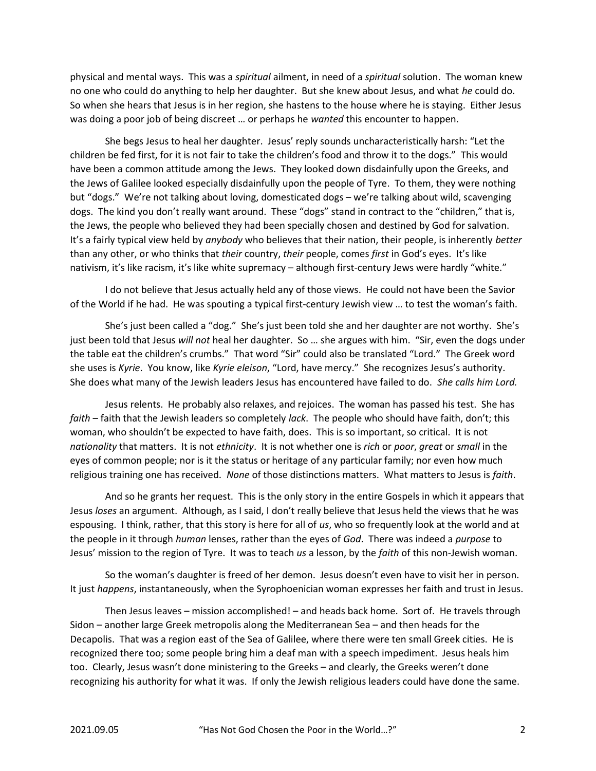physical and mental ways. This was a *spiritual* ailment, in need of a *spiritual* solution. The woman knew no one who could do anything to help her daughter. But she knew about Jesus, and what *he* could do. So when she hears that Jesus is in her region, she hastens to the house where he is staying. Either Jesus was doing a poor job of being discreet … or perhaps he *wanted* this encounter to happen.

She begs Jesus to heal her daughter. Jesus' reply sounds uncharacteristically harsh: "Let the children be fed first, for it is not fair to take the children's food and throw it to the dogs." This would have been a common attitude among the Jews. They looked down disdainfully upon the Greeks, and the Jews of Galilee looked especially disdainfully upon the people of Tyre. To them, they were nothing but "dogs." We're not talking about loving, domesticated dogs – we're talking about wild, scavenging dogs. The kind you don't really want around. These "dogs" stand in contract to the "children," that is, the Jews, the people who believed they had been specially chosen and destined by God for salvation. It's a fairly typical view held by *anybody* who believes that their nation, their people, is inherently *better* than any other, or who thinks that *their* country, *their* people, comes *first* in God's eyes. It's like nativism, it's like racism, it's like white supremacy – although first-century Jews were hardly "white."

I do not believe that Jesus actually held any of those views. He could not have been the Savior of the World if he had. He was spouting a typical first-century Jewish view … to test the woman's faith.

She's just been called a "dog." She's just been told she and her daughter are not worthy. She's just been told that Jesus *will not* heal her daughter. So … she argues with him. "Sir, even the dogs under the table eat the children's crumbs." That word "Sir" could also be translated "Lord." The Greek word she uses is *Kyrie*. You know, like *Kyrie eleison*, "Lord, have mercy." She recognizes Jesus's authority. She does what many of the Jewish leaders Jesus has encountered have failed to do. *She calls him Lord.*

Jesus relents. He probably also relaxes, and rejoices. The woman has passed his test. She has *faith* – faith that the Jewish leaders so completely *lack*. The people who should have faith, don't; this woman, who shouldn't be expected to have faith, does. This is so important, so critical. It is not *nationality* that matters. It is not *ethnicity*. It is not whether one is *rich* or *poor*, *great* or *small* in the eyes of common people; nor is it the status or heritage of any particular family; nor even how much religious training one has received. *None* of those distinctions matters. What matters to Jesus is *faith*.

And so he grants her request. This is the only story in the entire Gospels in which it appears that Jesus *loses* an argument. Although, as I said, I don't really believe that Jesus held the views that he was espousing. I think, rather, that this story is here for all of *us*, who so frequently look at the world and at the people in it through *human* lenses, rather than the eyes of *God*. There was indeed a *purpose* to Jesus' mission to the region of Tyre. It was to teach *us* a lesson, by the *faith* of this non-Jewish woman.

So the woman's daughter is freed of her demon. Jesus doesn't even have to visit her in person. It just *happens*, instantaneously, when the Syrophoenician woman expresses her faith and trust in Jesus.

Then Jesus leaves – mission accomplished! – and heads back home. Sort of. He travels through Sidon – another large Greek metropolis along the Mediterranean Sea – and then heads for the Decapolis. That was a region east of the Sea of Galilee, where there were ten small Greek cities. He is recognized there too; some people bring him a deaf man with a speech impediment. Jesus heals him too. Clearly, Jesus wasn't done ministering to the Greeks – and clearly, the Greeks weren't done recognizing his authority for what it was. If only the Jewish religious leaders could have done the same.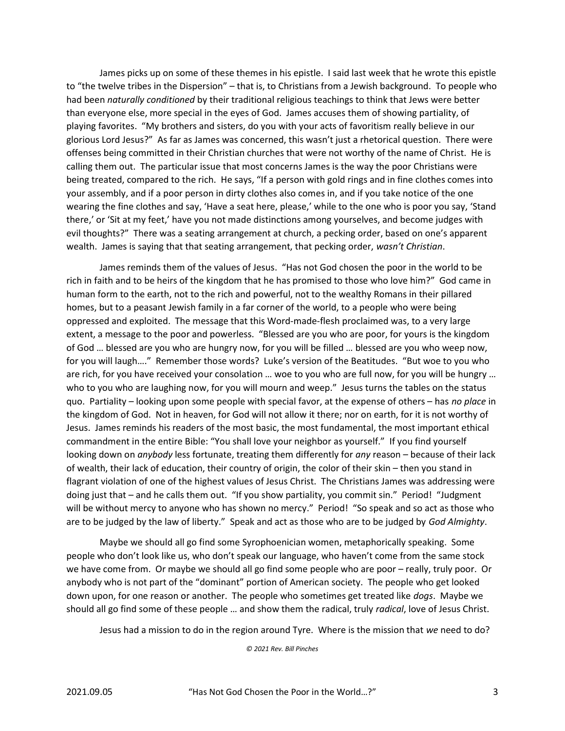James picks up on some of these themes in his epistle. I said last week that he wrote this epistle to "the twelve tribes in the Dispersion" – that is, to Christians from a Jewish background. To people who had been *naturally conditioned* by their traditional religious teachings to think that Jews were better than everyone else, more special in the eyes of God. James accuses them of showing partiality, of playing favorites. "My brothers and sisters, do you with your acts of favoritism really believe in our glorious Lord Jesus?" As far as James was concerned, this wasn't just a rhetorical question. There were offenses being committed in their Christian churches that were not worthy of the name of Christ. He is calling them out. The particular issue that most concerns James is the way the poor Christians were being treated, compared to the rich. He says, "If a person with gold rings and in fine clothes comes into your assembly, and if a poor person in dirty clothes also comes in, and if you take notice of the one wearing the fine clothes and say, 'Have a seat here, please,' while to the one who is poor you say, 'Stand there,' or 'Sit at my feet,' have you not made distinctions among yourselves, and become judges with evil thoughts?" There was a seating arrangement at church, a pecking order, based on one's apparent wealth. James is saying that that seating arrangement, that pecking order, *wasn't Christian*.

James reminds them of the values of Jesus. "Has not God chosen the poor in the world to be rich in faith and to be heirs of the kingdom that he has promised to those who love him?" God came in human form to the earth, not to the rich and powerful, not to the wealthy Romans in their pillared homes, but to a peasant Jewish family in a far corner of the world, to a people who were being oppressed and exploited. The message that this Word-made-flesh proclaimed was, to a very large extent, a message to the poor and powerless. "Blessed are you who are poor, for yours is the kingdom of God … blessed are you who are hungry now, for you will be filled … blessed are you who weep now, for you will laugh…." Remember those words? Luke's version of the Beatitudes. "But woe to you who are rich, for you have received your consolation … woe to you who are full now, for you will be hungry … who to you who are laughing now, for you will mourn and weep." Jesus turns the tables on the status quo. Partiality – looking upon some people with special favor, at the expense of others – has *no place* in the kingdom of God. Not in heaven, for God will not allow it there; nor on earth, for it is not worthy of Jesus. James reminds his readers of the most basic, the most fundamental, the most important ethical commandment in the entire Bible: "You shall love your neighbor as yourself." If you find yourself looking down on *anybody* less fortunate, treating them differently for *any* reason – because of their lack of wealth, their lack of education, their country of origin, the color of their skin – then you stand in flagrant violation of one of the highest values of Jesus Christ. The Christians James was addressing were doing just that – and he calls them out. "If you show partiality, you commit sin." Period! "Judgment will be without mercy to anyone who has shown no mercy." Period! "So speak and so act as those who are to be judged by the law of liberty." Speak and act as those who are to be judged by *God Almighty*.

Maybe we should all go find some Syrophoenician women, metaphorically speaking. Some people who don't look like us, who don't speak our language, who haven't come from the same stock we have come from. Or maybe we should all go find some people who are poor – really, truly poor. Or anybody who is not part of the "dominant" portion of American society. The people who get looked down upon, for one reason or another. The people who sometimes get treated like *dogs*. Maybe we should all go find some of these people … and show them the radical, truly *radical*, love of Jesus Christ.

Jesus had a mission to do in the region around Tyre. Where is the mission that *we* need to do?

*© 2021 Rev. Bill Pinches*